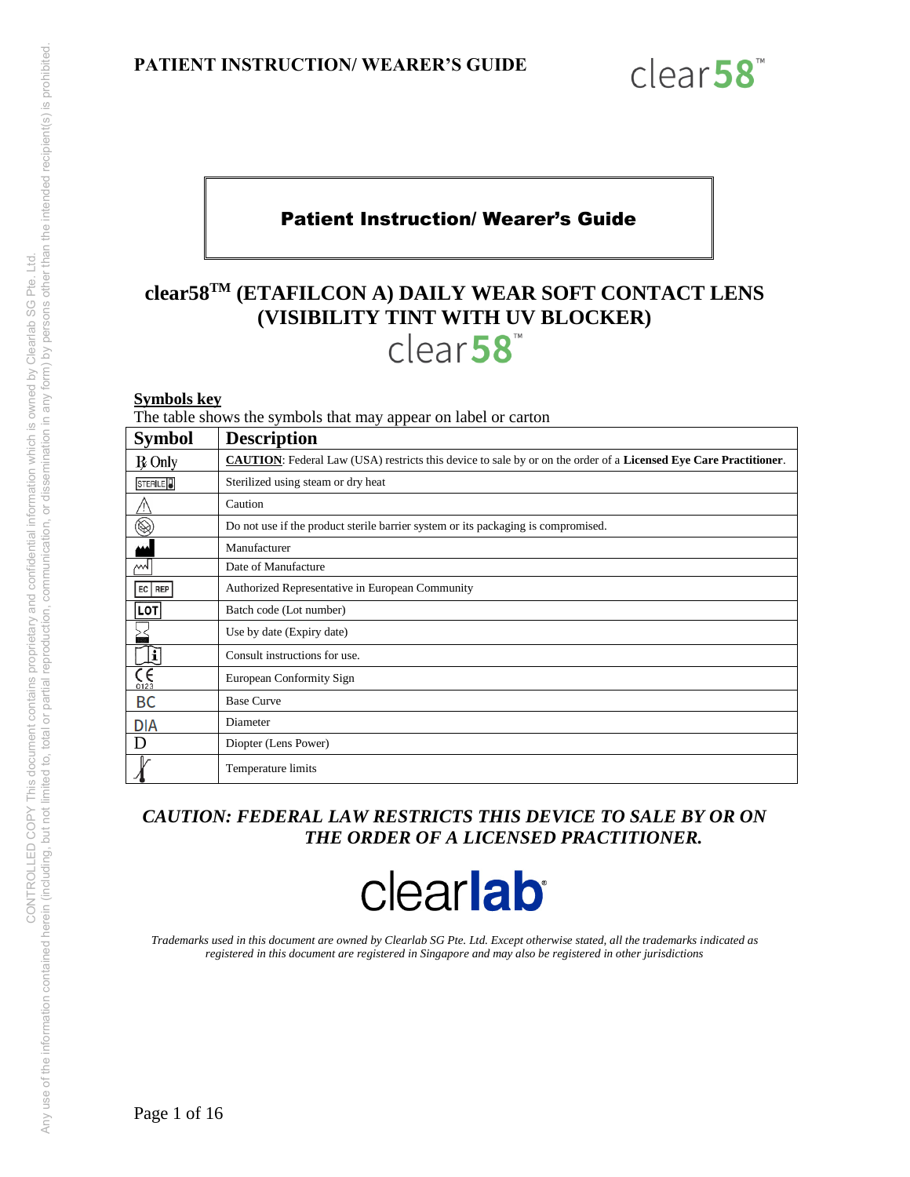# Patient Instruction/ Wearer's Guide

## clear58™ (ETAFILCON A) DAILY WEAR SOFT CONTACT LENS (VISIBILITY TINT WITH UV BLOCKER)

clear58™

**Symbols key**

The table shows the symbols that may appear on label or carton

| Symbol | Description |
|---|---|
| ℞ Only | **CAUTION**: Federal Law (USA) restricts this device to sale by or on the order of a **Licensed Eye Care Practitioner**. |
| STERILE | Sterilized using steam or dry heat |
| ⚠ | Caution |
| | Do not use if the product sterile barrier system or its packaging is compromised. |
| | Manufacturer |
| | Date of Manufacture |
| EC REP | Authorized Representative in European Community |
| LOT | Batch code (Lot number) |
| | Use by date (Expiry date) |
| | Consult instructions for use. |
| CE 0123 | European Conformity Sign |
| BC | Base Curve |
| DIA | Diameter |
| D | Diopter (Lens Power) |
| | Temperature limits |

***CAUTION: FEDERAL LAW RESTRICTS THIS DEVICE TO SALE BY OR ON THE ORDER OF A LICENSED PRACTITIONER.***

clearlab®

*Trademarks used in this document are owned by Clearlab SG Pte. Ltd. Except otherwise stated, all the trademarks indicated as registered in this document are registered in Singapore and may also be registered in other jurisdictions*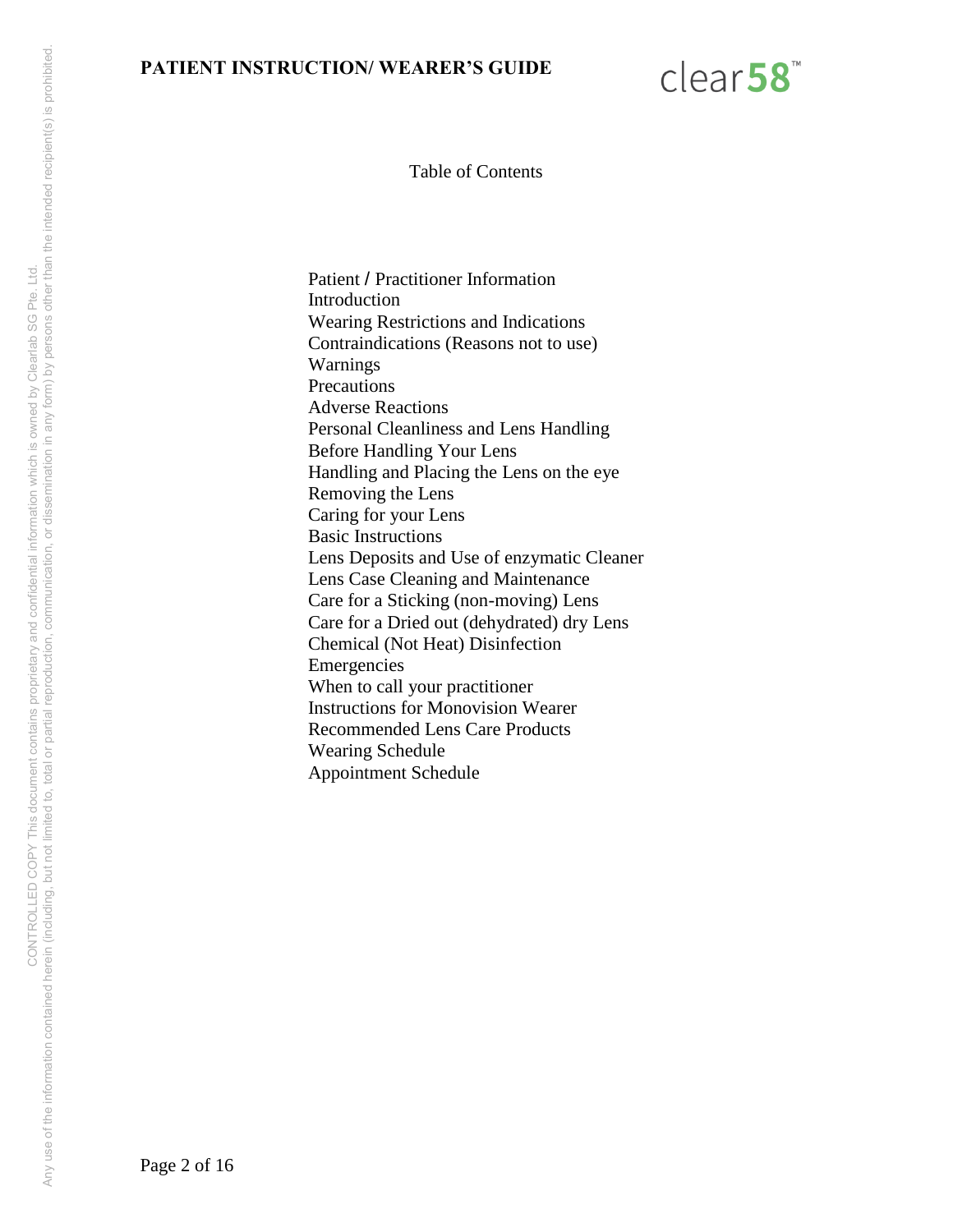# Table of Contents

- Patient / Practitioner Information
- Introduction
- Wearing Restrictions and Indications
- Contraindications (Reasons not to use)
- Warnings
- Precautions
- Adverse Reactions
- Personal Cleanliness and Lens Handling
- Before Handling Your Lens
- Handling and Placing the Lens on the eye
- Removing the Lens
- Caring for your Lens
- Basic Instructions
- Lens Deposits and Use of enzymatic Cleaner
- Lens Case Cleaning and Maintenance
- Care for a Sticking (non-moving) Lens
- Care for a Dried out (dehydrated) dry Lens
- Chemical (Not Heat) Disinfection
- Emergencies
- When to call your practitioner
- Instructions for Monovision Wearer
- Recommended Lens Care Products
- Wearing Schedule
- Appointment Schedule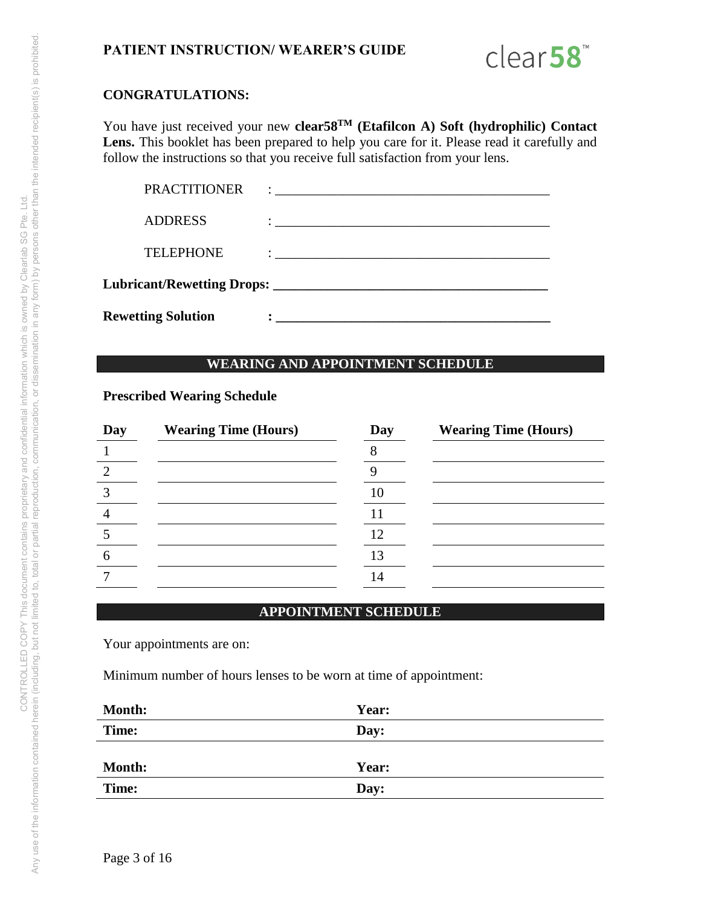# PATIENT INSTRUCTION/ WEARER'S GUIDE

clear58™

**CONGRATULATIONS:**

You have just received your new **clear58™ (Etafilcon A) Soft (hydrophilic) Contact Lens.** This booklet has been prepared to help you care for it. Please read it carefully and follow the instructions so that you receive full satisfaction from your lens.

PRACTITIONER : ________________________________________

ADDRESS : ________________________________________

TELEPHONE : ________________________________________

**Lubricant/Rewetting Drops: ________________________________________**

**Rewetting Solution : ________________________________________**

## WEARING AND APPOINTMENT SCHEDULE

**Prescribed Wearing Schedule**

| Day | Wearing Time (Hours) | Day | Wearing Time (Hours) |
|---|---|---|---|
| 1 | | 8 | |
| 2 | | 9 | |
| 3 | | 10 | |
| 4 | | 11 | |
| 5 | | 12 | |
| 6 | | 13 | |
| 7 | | 14 | |

## APPOINTMENT SCHEDULE

Your appointments are on:

Minimum number of hours lenses to be worn at time of appointment:

| **Month:** | **Year:** |
|---|---|
| **Time:** | **Day:** |

| **Month:** | **Year:** |
|---|---|
| **Time:** | **Day:** |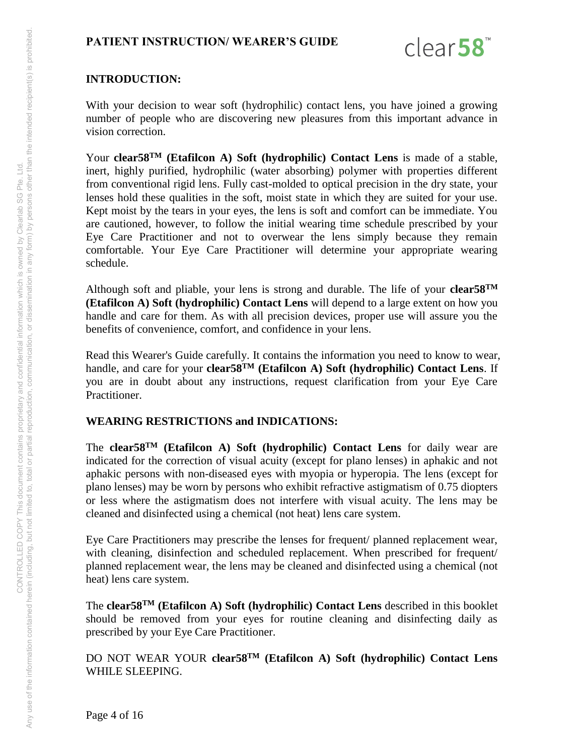## PATIENT INSTRUCTION/ WEARER'S GUIDE

### INTRODUCTION:

With your decision to wear soft (hydrophilic) contact lens, you have joined a growing number of people who are discovering new pleasures from this important advance in vision correction.

Your **clear58$^{TM}$ (Etafilcon A) Soft (hydrophilic) Contact Lens** is made of a stable, inert, highly purified, hydrophilic (water absorbing) polymer with properties different from conventional rigid lens. Fully cast-molded to optical precision in the dry state, your lenses hold these qualities in the soft, moist state in which they are suited for your use. Kept moist by the tears in your eyes, the lens is soft and comfort can be immediate. You are cautioned, however, to follow the initial wearing time schedule prescribed by your Eye Care Practitioner and not to overwear the lens simply because they remain comfortable. Your Eye Care Practitioner will determine your appropriate wearing schedule.

Although soft and pliable, your lens is strong and durable. The life of your **clear58$^{TM}$ (Etafilcon A) Soft (hydrophilic) Contact Lens** will depend to a large extent on how you handle and care for them. As with all precision devices, proper use will assure you the benefits of convenience, comfort, and confidence in your lens.

Read this Wearer's Guide carefully. It contains the information you need to know to wear, handle, and care for your **clear58$^{TM}$ (Etafilcon A) Soft (hydrophilic) Contact Lens**. If you are in doubt about any instructions, request clarification from your Eye Care Practitioner.

### WEARING RESTRICTIONS and INDICATIONS:

The **clear58$^{TM}$ (Etafilcon A) Soft (hydrophilic) Contact Lens** for daily wear are indicated for the correction of visual acuity (except for plano lenses) in aphakic and not aphakic persons with non-diseased eyes with myopia or hyperopia. The lens (except for plano lenses) may be worn by persons who exhibit refractive astigmatism of 0.75 diopters or less where the astigmatism does not interfere with visual acuity. The lens may be cleaned and disinfected using a chemical (not heat) lens care system.

Eye Care Practitioners may prescribe the lenses for frequent/ planned replacement wear, with cleaning, disinfection and scheduled replacement. When prescribed for frequent/ planned replacement wear, the lens may be cleaned and disinfected using a chemical (not heat) lens care system.

The **clear58$^{TM}$ (Etafilcon A) Soft (hydrophilic) Contact Lens** described in this booklet should be removed from your eyes for routine cleaning and disinfecting daily as prescribed by your Eye Care Practitioner.

DO NOT WEAR YOUR **clear58$^{TM}$ (Etafilcon A) Soft (hydrophilic) Contact Lens** WHILE SLEEPING.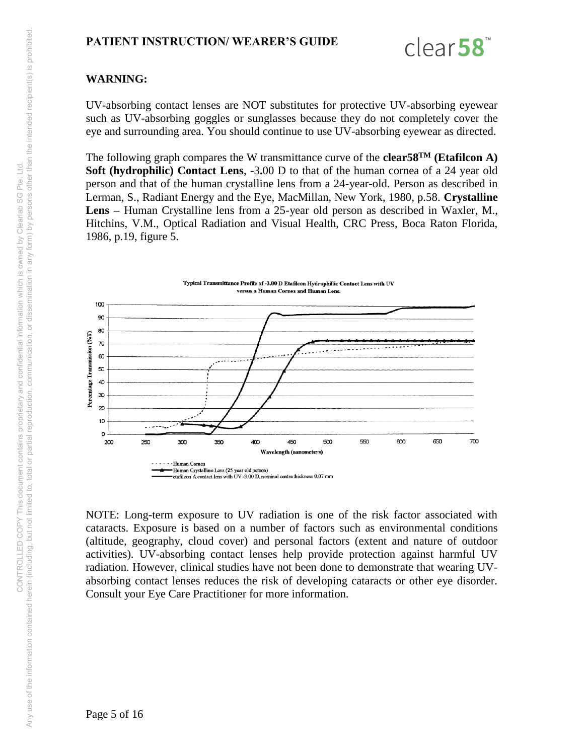**PATIENT INSTRUCTION/ WEARER'S GUIDE**

**WARNING:**

UV-absorbing contact lenses are NOT substitutes for protective UV-absorbing eyewear such as UV-absorbing goggles or sunglasses because they do not completely cover the eye and surrounding area. You should continue to use UV-absorbing eyewear as directed.

The following graph compares the W transmittance curve of the **clear58TM (Etafilcon A) Soft (hydrophilic) Contact Lens**, -3.00 D to that of the human cornea of a 24 year old person and that of the human crystalline lens from a 24-year-old. Person as described in Lerman, S., Radiant Energy and the Eye, MacMillan, New York, 1980, p.58. **Crystalline Lens –** Human Crystalline lens from a 25-year old person as described in Waxler, M., Hitchins, V.M., Optical Radiation and Visual Health, CRC Press, Boca Raton Florida, 1986, p.19, figure 5.

**Typical Transmittance Profile of -3.00 D Etafilcon Hydrophilic Contact Lens with UV versus a Human Cornea and Human Lens.**

- Human Cornea
- Human Crystalline Lens (25 year old person)
- etafilcon A contact lens with UV -3.00 D, nominal centre thickness 0.07 mm

NOTE: Long-term exposure to UV radiation is one of the risk factor associated with cataracts. Exposure is based on a number of factors such as environmental conditions (altitude, geography, cloud cover) and personal factors (extent and nature of outdoor activities). UV-absorbing contact lenses help provide protection against harmful UV radiation. However, clinical studies have not been done to demonstrate that wearing UV-absorbing contact lenses reduces the risk of developing cataracts or other eye disorder. Consult your Eye Care Practitioner for more information.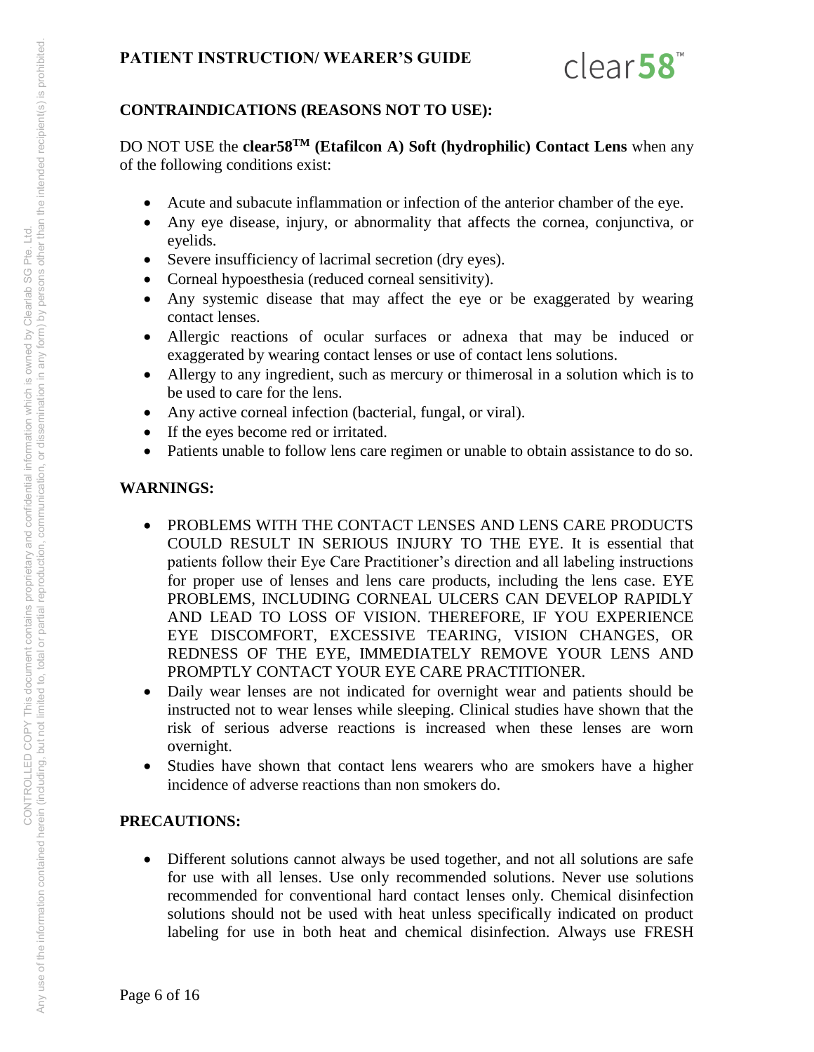## CONTRAINDICATIONS (REASONS NOT TO USE):

DO NOT USE the **clear58™ (Etafilcon A) Soft (hydrophilic) Contact Lens** when any of the following conditions exist:

- Acute and subacute inflammation or infection of the anterior chamber of the eye.
- Any eye disease, injury, or abnormality that affects the cornea, conjunctiva, or eyelids.
- Severe insufficiency of lacrimal secretion (dry eyes).
- Corneal hypoesthesia (reduced corneal sensitivity).
- Any systemic disease that may affect the eye or be exaggerated by wearing contact lenses.
- Allergic reactions of ocular surfaces or adnexa that may be induced or exaggerated by wearing contact lenses or use of contact lens solutions.
- Allergy to any ingredient, such as mercury or thimerosal in a solution which is to be used to care for the lens.
- Any active corneal infection (bacterial, fungal, or viral).
- If the eyes become red or irritated.
- Patients unable to follow lens care regimen or unable to obtain assistance to do so.

## WARNINGS:

- PROBLEMS WITH THE CONTACT LENSES AND LENS CARE PRODUCTS COULD RESULT IN SERIOUS INJURY TO THE EYE. It is essential that patients follow their Eye Care Practitioner's direction and all labeling instructions for proper use of lenses and lens care products, including the lens case. EYE PROBLEMS, INCLUDING CORNEAL ULCERS CAN DEVELOP RAPIDLY AND LEAD TO LOSS OF VISION. THEREFORE, IF YOU EXPERIENCE EYE DISCOMFORT, EXCESSIVE TEARING, VISION CHANGES, OR REDNESS OF THE EYE, IMMEDIATELY REMOVE YOUR LENS AND PROMPTLY CONTACT YOUR EYE CARE PRACTITIONER.
- Daily wear lenses are not indicated for overnight wear and patients should be instructed not to wear lenses while sleeping. Clinical studies have shown that the risk of serious adverse reactions is increased when these lenses are worn overnight.
- Studies have shown that contact lens wearers who are smokers have a higher incidence of adverse reactions than non smokers do.

## PRECAUTIONS:

- Different solutions cannot always be used together, and not all solutions are safe for use with all lenses. Use only recommended solutions. Never use solutions recommended for conventional hard contact lenses only. Chemical disinfection solutions should not be used with heat unless specifically indicated on product labeling for use in both heat and chemical disinfection. Always use FRESH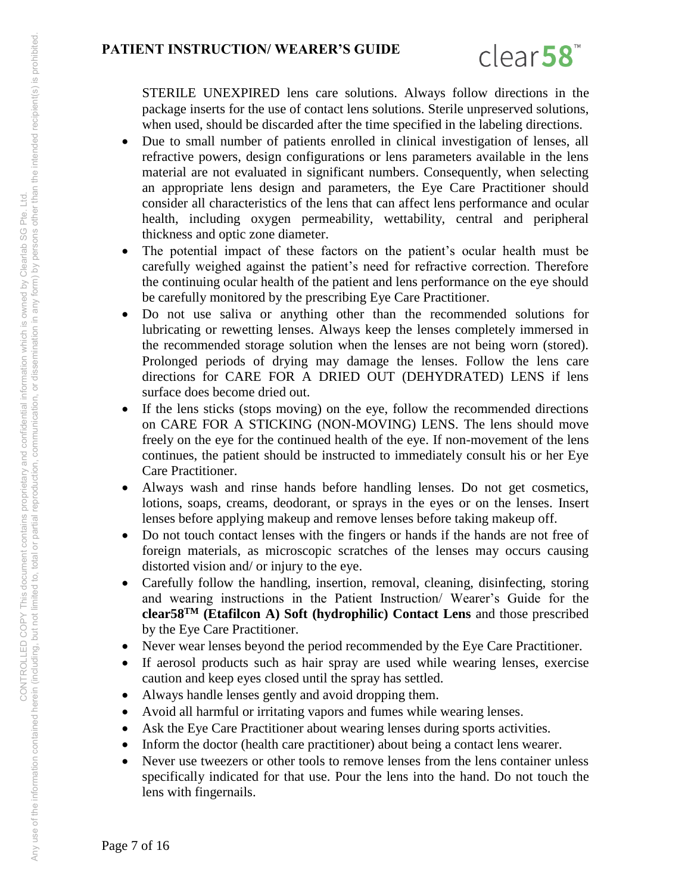STERILE UNEXPIRED lens care solutions. Always follow directions in the package inserts for the use of contact lens solutions. Sterile unpreserved solutions, when used, should be discarded after the time specified in the labeling directions.

- Due to small number of patients enrolled in clinical investigation of lenses, all refractive powers, design configurations or lens parameters available in the lens material are not evaluated in significant numbers. Consequently, when selecting an appropriate lens design and parameters, the Eye Care Practitioner should consider all characteristics of the lens that can affect lens performance and ocular health, including oxygen permeability, wettability, central and peripheral thickness and optic zone diameter.
- The potential impact of these factors on the patient's ocular health must be carefully weighed against the patient's need for refractive correction. Therefore the continuing ocular health of the patient and lens performance on the eye should be carefully monitored by the prescribing Eye Care Practitioner.
- Do not use saliva or anything other than the recommended solutions for lubricating or rewetting lenses. Always keep the lenses completely immersed in the recommended storage solution when the lenses are not being worn (stored). Prolonged periods of drying may damage the lenses. Follow the lens care directions for CARE FOR A DRIED OUT (DEHYDRATED) LENS if lens surface does become dried out.
- If the lens sticks (stops moving) on the eye, follow the recommended directions on CARE FOR A STICKING (NON-MOVING) LENS. The lens should move freely on the eye for the continued health of the eye. If non-movement of the lens continues, the patient should be instructed to immediately consult his or her Eye Care Practitioner.
- Always wash and rinse hands before handling lenses. Do not get cosmetics, lotions, soaps, creams, deodorant, or sprays in the eyes or on the lenses. Insert lenses before applying makeup and remove lenses before taking makeup off.
- Do not touch contact lenses with the fingers or hands if the hands are not free of foreign materials, as microscopic scratches of the lenses may occurs causing distorted vision and/ or injury to the eye.
- Carefully follow the handling, insertion, removal, cleaning, disinfecting, storing and wearing instructions in the Patient Instruction/ Wearer's Guide for the **clear58TM (Etafilcon A) Soft (hydrophilic) Contact Lens** and those prescribed by the Eye Care Practitioner.
- Never wear lenses beyond the period recommended by the Eye Care Practitioner.
- If aerosol products such as hair spray are used while wearing lenses, exercise caution and keep eyes closed until the spray has settled.
- Always handle lenses gently and avoid dropping them.
- Avoid all harmful or irritating vapors and fumes while wearing lenses.
- Ask the Eye Care Practitioner about wearing lenses during sports activities.
- Inform the doctor (health care practitioner) about being a contact lens wearer.
- Never use tweezers or other tools to remove lenses from the lens container unless specifically indicated for that use. Pour the lens into the hand. Do not touch the lens with fingernails.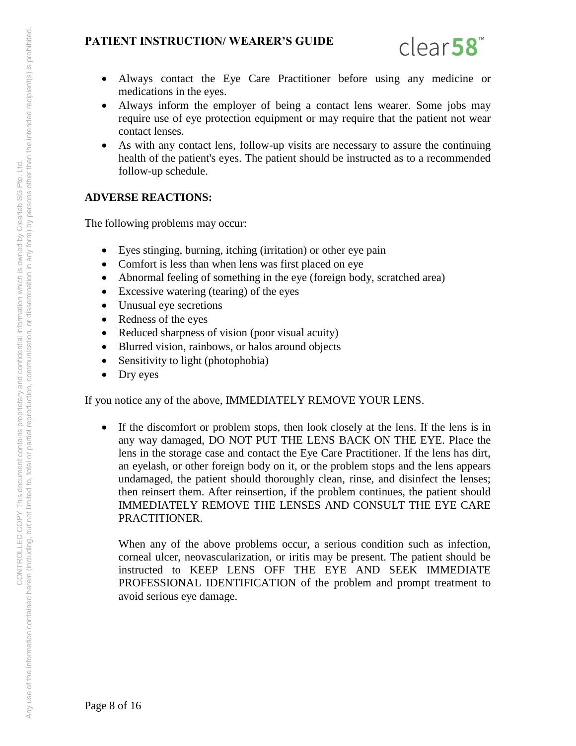- Always contact the Eye Care Practitioner before using any medicine or medications in the eyes.
- Always inform the employer of being a contact lens wearer. Some jobs may require use of eye protection equipment or may require that the patient not wear contact lenses.
- As with any contact lens, follow-up visits are necessary to assure the continuing health of the patient's eyes. The patient should be instructed as to a recommended follow-up schedule.

**ADVERSE REACTIONS:**

The following problems may occur:

- Eyes stinging, burning, itching (irritation) or other eye pain
- Comfort is less than when lens was first placed on eye
- Abnormal feeling of something in the eye (foreign body, scratched area)
- Excessive watering (tearing) of the eyes
- Unusual eye secretions
- Redness of the eyes
- Reduced sharpness of vision (poor visual acuity)
- Blurred vision, rainbows, or halos around objects
- Sensitivity to light (photophobia)
- Dry eyes

If you notice any of the above, IMMEDIATELY REMOVE YOUR LENS.

- If the discomfort or problem stops, then look closely at the lens. If the lens is in any way damaged, DO NOT PUT THE LENS BACK ON THE EYE. Place the lens in the storage case and contact the Eye Care Practitioner. If the lens has dirt, an eyelash, or other foreign body on it, or the problem stops and the lens appears undamaged, the patient should thoroughly clean, rinse, and disinfect the lenses; then reinsert them. After reinsertion, if the problem continues, the patient should IMMEDIATELY REMOVE THE LENSES AND CONSULT THE EYE CARE PRACTITIONER.

  When any of the above problems occur, a serious condition such as infection, corneal ulcer, neovascularization, or iritis may be present. The patient should be instructed to KEEP LENS OFF THE EYE AND SEEK IMMEDIATE PROFESSIONAL IDENTIFICATION of the problem and prompt treatment to avoid serious eye damage.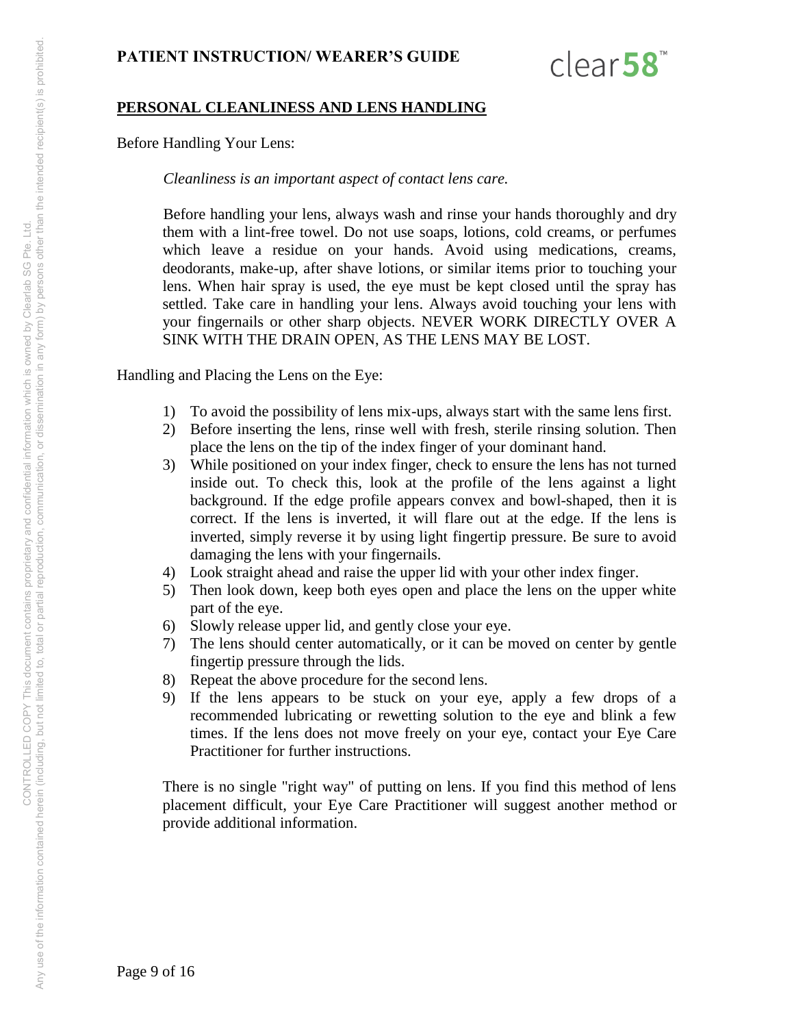**PATIENT INSTRUCTION/ WEARER'S GUIDE**

## PERSONAL CLEANLINESS AND LENS HANDLING

Before Handling Your Lens:

*Cleanliness is an important aspect of contact lens care.*

Before handling your lens, always wash and rinse your hands thoroughly and dry them with a lint-free towel. Do not use soaps, lotions, cold creams, or perfumes which leave a residue on your hands. Avoid using medications, creams, deodorants, make-up, after shave lotions, or similar items prior to touching your lens. When hair spray is used, the eye must be kept closed until the spray has settled. Take care in handling your lens. Always avoid touching your lens with your fingernails or other sharp objects. NEVER WORK DIRECTLY OVER A SINK WITH THE DRAIN OPEN, AS THE LENS MAY BE LOST.

Handling and Placing the Lens on the Eye:

1) To avoid the possibility of lens mix-ups, always start with the same lens first.
2) Before inserting the lens, rinse well with fresh, sterile rinsing solution. Then place the lens on the tip of the index finger of your dominant hand.
3) While positioned on your index finger, check to ensure the lens has not turned inside out. To check this, look at the profile of the lens against a light background. If the edge profile appears convex and bowl-shaped, then it is correct. If the lens is inverted, it will flare out at the edge. If the lens is inverted, simply reverse it by using light fingertip pressure. Be sure to avoid damaging the lens with your fingernails.
4) Look straight ahead and raise the upper lid with your other index finger.
5) Then look down, keep both eyes open and place the lens on the upper white part of the eye.
6) Slowly release upper lid, and gently close your eye.
7) The lens should center automatically, or it can be moved on center by gentle fingertip pressure through the lids.
8) Repeat the above procedure for the second lens.
9) If the lens appears to be stuck on your eye, apply a few drops of a recommended lubricating or rewetting solution to the eye and blink a few times. If the lens does not move freely on your eye, contact your Eye Care Practitioner for further instructions.

There is no single "right way" of putting on lens. If you find this method of lens placement difficult, your Eye Care Practitioner will suggest another method or provide additional information.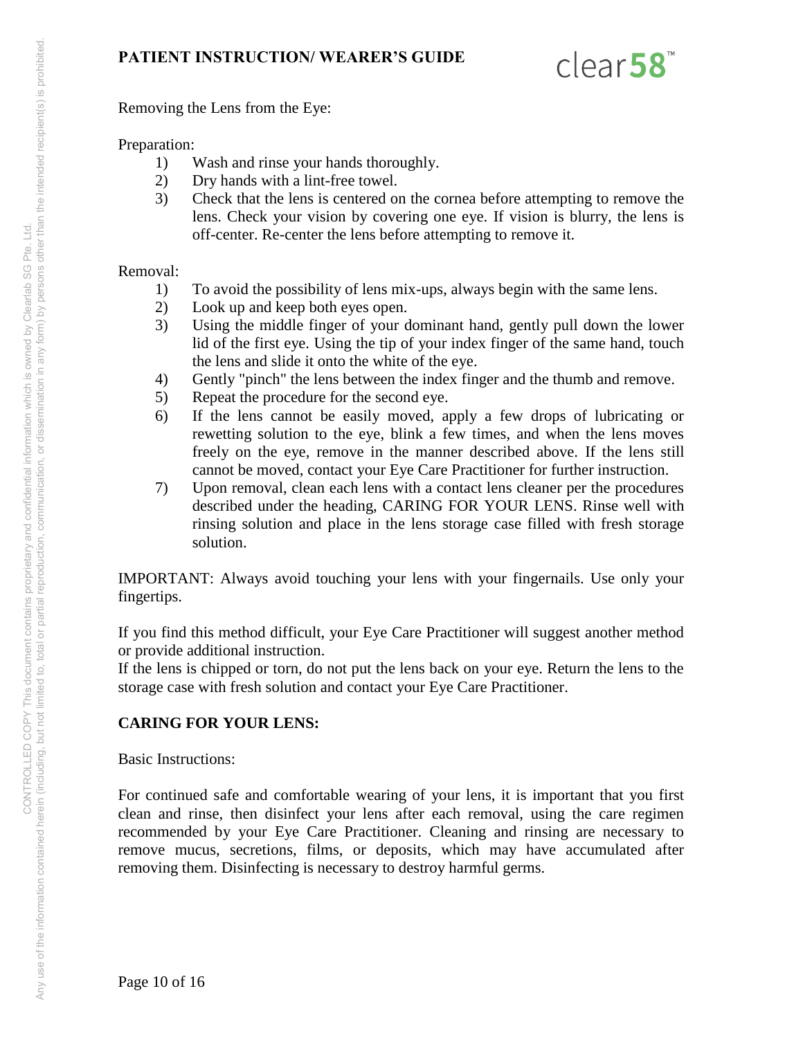Removing the Lens from the Eye:

Preparation:

1) Wash and rinse your hands thoroughly.
2) Dry hands with a lint-free towel.
3) Check that the lens is centered on the cornea before attempting to remove the lens. Check your vision by covering one eye. If vision is blurry, the lens is off-center. Re-center the lens before attempting to remove it.

Removal:

1) To avoid the possibility of lens mix-ups, always begin with the same lens.
2) Look up and keep both eyes open.
3) Using the middle finger of your dominant hand, gently pull down the lower lid of the first eye. Using the tip of your index finger of the same hand, touch the lens and slide it onto the white of the eye.
4) Gently "pinch" the lens between the index finger and the thumb and remove.
5) Repeat the procedure for the second eye.
6) If the lens cannot be easily moved, apply a few drops of lubricating or rewetting solution to the eye, blink a few times, and when the lens moves freely on the eye, remove in the manner described above. If the lens still cannot be moved, contact your Eye Care Practitioner for further instruction.
7) Upon removal, clean each lens with a contact lens cleaner per the procedures described under the heading, CARING FOR YOUR LENS. Rinse well with rinsing solution and place in the lens storage case filled with fresh storage solution.

IMPORTANT: Always avoid touching your lens with your fingernails. Use only your fingertips.

If you find this method difficult, your Eye Care Practitioner will suggest another method or provide additional instruction.
If the lens is chipped or torn, do not put the lens back on your eye. Return the lens to the storage case with fresh solution and contact your Eye Care Practitioner.

**CARING FOR YOUR LENS:**

Basic Instructions:

For continued safe and comfortable wearing of your lens, it is important that you first clean and rinse, then disinfect your lens after each removal, using the care regimen recommended by your Eye Care Practitioner. Cleaning and rinsing are necessary to remove mucus, secretions, films, or deposits, which may have accumulated after removing them. Disinfecting is necessary to destroy harmful germs.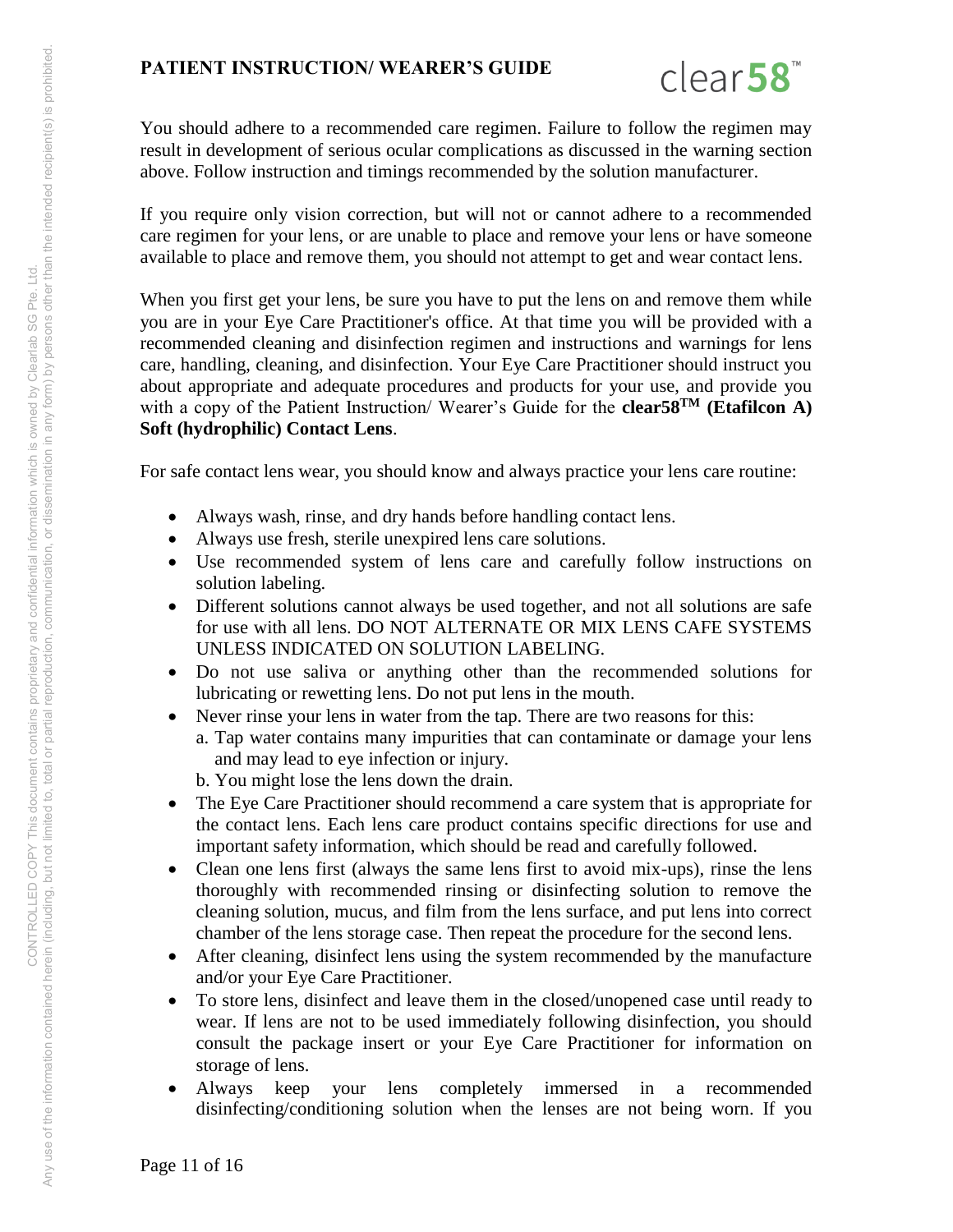You should adhere to a recommended care regimen. Failure to follow the regimen may result in development of serious ocular complications as discussed in the warning section above. Follow instruction and timings recommended by the solution manufacturer.

If you require only vision correction, but will not or cannot adhere to a recommended care regimen for your lens, or are unable to place and remove your lens or have someone available to place and remove them, you should not attempt to get and wear contact lens.

When you first get your lens, be sure you have to put the lens on and remove them while you are in your Eye Care Practitioner's office. At that time you will be provided with a recommended cleaning and disinfection regimen and instructions and warnings for lens care, handling, cleaning, and disinfection. Your Eye Care Practitioner should instruct you about appropriate and adequate procedures and products for your use, and provide you with a copy of the Patient Instruction/ Wearer's Guide for the **clear58™ (Etafilcon A) Soft (hydrophilic) Contact Lens**.

For safe contact lens wear, you should know and always practice your lens care routine:

- Always wash, rinse, and dry hands before handling contact lens.
- Always use fresh, sterile unexpired lens care solutions.
- Use recommended system of lens care and carefully follow instructions on solution labeling.
- Different solutions cannot always be used together, and not all solutions are safe for use with all lens. DO NOT ALTERNATE OR MIX LENS CAFE SYSTEMS UNLESS INDICATED ON SOLUTION LABELING.
- Do not use saliva or anything other than the recommended solutions for lubricating or rewetting lens. Do not put lens in the mouth.
- Never rinse your lens in water from the tap. There are two reasons for this:
  a. Tap water contains many impurities that can contaminate or damage your lens and may lead to eye infection or injury.
  b. You might lose the lens down the drain.
- The Eye Care Practitioner should recommend a care system that is appropriate for the contact lens. Each lens care product contains specific directions for use and important safety information, which should be read and carefully followed.
- Clean one lens first (always the same lens first to avoid mix-ups), rinse the lens thoroughly with recommended rinsing or disinfecting solution to remove the cleaning solution, mucus, and film from the lens surface, and put lens into correct chamber of the lens storage case. Then repeat the procedure for the second lens.
- After cleaning, disinfect lens using the system recommended by the manufacture and/or your Eye Care Practitioner.
- To store lens, disinfect and leave them in the closed/unopened case until ready to wear. If lens are not to be used immediately following disinfection, you should consult the package insert or your Eye Care Practitioner for information on storage of lens.
- Always keep your lens completely immersed in a recommended disinfecting/conditioning solution when the lenses are not being worn. If you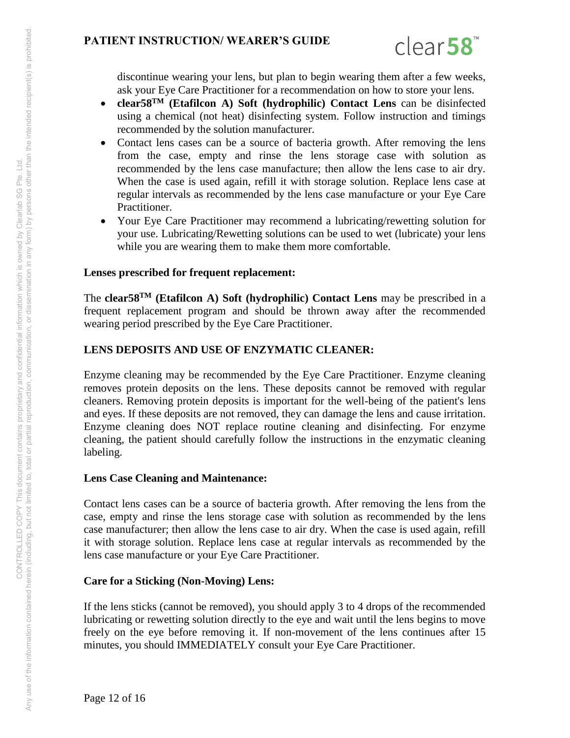discontinue wearing your lens, but plan to begin wearing them after a few weeks, ask your Eye Care Practitioner for a recommendation on how to store your lens.

- **clear58™ (Etafilcon A) Soft (hydrophilic) Contact Lens** can be disinfected using a chemical (not heat) disinfecting system. Follow instruction and timings recommended by the solution manufacturer.
- Contact lens cases can be a source of bacteria growth. After removing the lens from the case, empty and rinse the lens storage case with solution as recommended by the lens case manufacture; then allow the lens case to air dry. When the case is used again, refill it with storage solution. Replace lens case at regular intervals as recommended by the lens case manufacture or your Eye Care Practitioner.
- Your Eye Care Practitioner may recommend a lubricating/rewetting solution for your use. Lubricating/Rewetting solutions can be used to wet (lubricate) your lens while you are wearing them to make them more comfortable.

**Lenses prescribed for frequent replacement:**

The **clear58™ (Etafilcon A) Soft (hydrophilic) Contact Lens** may be prescribed in a frequent replacement program and should be thrown away after the recommended wearing period prescribed by the Eye Care Practitioner.

## LENS DEPOSITS AND USE OF ENZYMATIC CLEANER:

Enzyme cleaning may be recommended by the Eye Care Practitioner. Enzyme cleaning removes protein deposits on the lens. These deposits cannot be removed with regular cleaners. Removing protein deposits is important for the well-being of the patient's lens and eyes. If these deposits are not removed, they can damage the lens and cause irritation. Enzyme cleaning does NOT replace routine cleaning and disinfecting. For enzyme cleaning, the patient should carefully follow the instructions in the enzymatic cleaning labeling.

**Lens Case Cleaning and Maintenance:**

Contact lens cases can be a source of bacteria growth. After removing the lens from the case, empty and rinse the lens storage case with solution as recommended by the lens case manufacturer; then allow the lens case to air dry. When the case is used again, refill it with storage solution. Replace lens case at regular intervals as recommended by the lens case manufacture or your Eye Care Practitioner.

**Care for a Sticking (Non-Moving) Lens:**

If the lens sticks (cannot be removed), you should apply 3 to 4 drops of the recommended lubricating or rewetting solution directly to the eye and wait until the lens begins to move freely on the eye before removing it. If non-movement of the lens continues after 15 minutes, you should IMMEDIATELY consult your Eye Care Practitioner.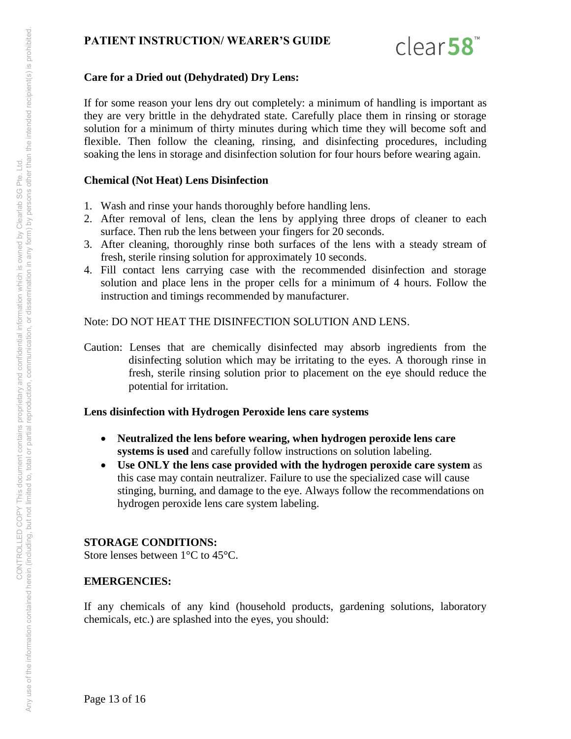**Care for a Dried out (Dehydrated) Dry Lens:**

If for some reason your lens dry out completely: a minimum of handling is important as they are very brittle in the dehydrated state. Carefully place them in rinsing or storage solution for a minimum of thirty minutes during which time they will become soft and flexible. Then follow the cleaning, rinsing, and disinfecting procedures, including soaking the lens in storage and disinfection solution for four hours before wearing again.

**Chemical (Not Heat) Lens Disinfection**

1. Wash and rinse your hands thoroughly before handling lens.
2. After removal of lens, clean the lens by applying three drops of cleaner to each surface. Then rub the lens between your fingers for 20 seconds.
3. After cleaning, thoroughly rinse both surfaces of the lens with a steady stream of fresh, sterile rinsing solution for approximately 10 seconds.
4. Fill contact lens carrying case with the recommended disinfection and storage solution and place lens in the proper cells for a minimum of 4 hours. Follow the instruction and timings recommended by manufacturer.

Note: DO NOT HEAT THE DISINFECTION SOLUTION AND LENS.

Caution: Lenses that are chemically disinfected may absorb ingredients from the disinfecting solution which may be irritating to the eyes. A thorough rinse in fresh, sterile rinsing solution prior to placement on the eye should reduce the potential for irritation.

**Lens disinfection with Hydrogen Peroxide lens care systems**

- **Neutralized the lens before wearing, when hydrogen peroxide lens care systems is used** and carefully follow instructions on solution labeling.
- **Use ONLY the lens case provided with the hydrogen peroxide care system** as this case may contain neutralizer. Failure to use the specialized case will cause stinging, burning, and damage to the eye. Always follow the recommendations on hydrogen peroxide lens care system labeling.

**STORAGE CONDITIONS:**
Store lenses between 1°C to 45°C.

**EMERGENCIES:**

If any chemicals of any kind (household products, gardening solutions, laboratory chemicals, etc.) are splashed into the eyes, you should: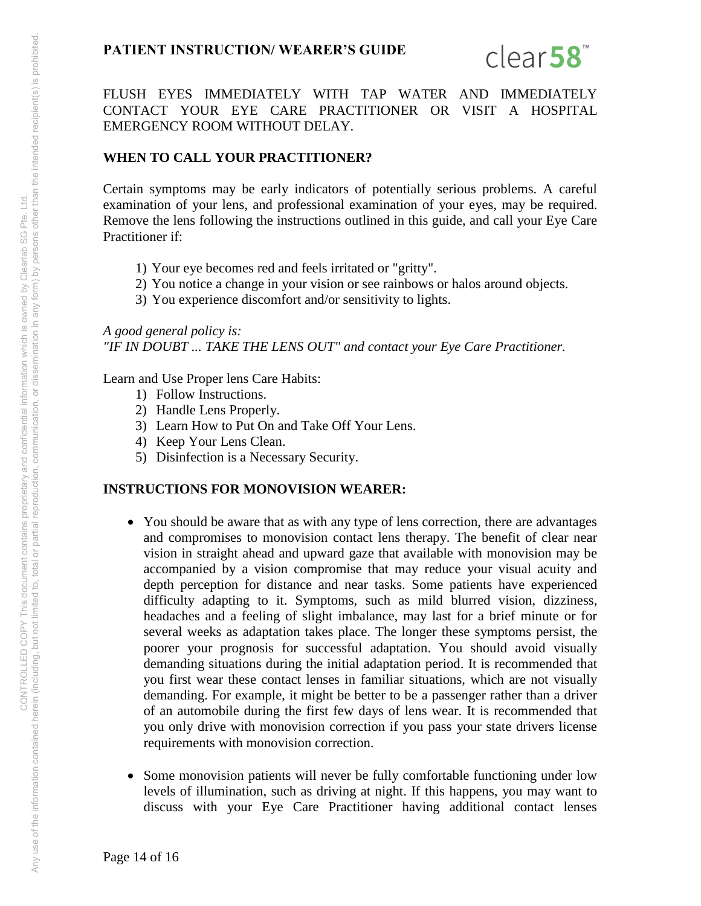FLUSH EYES IMMEDIATELY WITH TAP WATER AND IMMEDIATELY CONTACT YOUR EYE CARE PRACTITIONER OR VISIT A HOSPITAL EMERGENCY ROOM WITHOUT DELAY.

**WHEN TO CALL YOUR PRACTITIONER?**

Certain symptoms may be early indicators of potentially serious problems. A careful examination of your lens, and professional examination of your eyes, may be required. Remove the lens following the instructions outlined in this guide, and call your Eye Care Practitioner if:

1) Your eye becomes red and feels irritated or "gritty".
2) You notice a change in your vision or see rainbows or halos around objects.
3) You experience discomfort and/or sensitivity to lights.

*A good general policy is:*
*"IF IN DOUBT ... TAKE THE LENS OUT" and contact your Eye Care Practitioner.*

Learn and Use Proper lens Care Habits:

1) Follow Instructions.
2) Handle Lens Properly.
3) Learn How to Put On and Take Off Your Lens.
4) Keep Your Lens Clean.
5) Disinfection is a Necessary Security.

**INSTRUCTIONS FOR MONOVISION WEARER:**

- You should be aware that as with any type of lens correction, there are advantages and compromises to monovision contact lens therapy. The benefit of clear near vision in straight ahead and upward gaze that available with monovision may be accompanied by a vision compromise that may reduce your visual acuity and depth perception for distance and near tasks. Some patients have experienced difficulty adapting to it. Symptoms, such as mild blurred vision, dizziness, headaches and a feeling of slight imbalance, may last for a brief minute or for several weeks as adaptation takes place. The longer these symptoms persist, the poorer your prognosis for successful adaptation. You should avoid visually demanding situations during the initial adaptation period. It is recommended that you first wear these contact lenses in familiar situations, which are not visually demanding. For example, it might be better to be a passenger rather than a driver of an automobile during the first few days of lens wear. It is recommended that you only drive with monovision correction if you pass your state drivers license requirements with monovision correction.

- Some monovision patients will never be fully comfortable functioning under low levels of illumination, such as driving at night. If this happens, you may want to discuss with your Eye Care Practitioner having additional contact lenses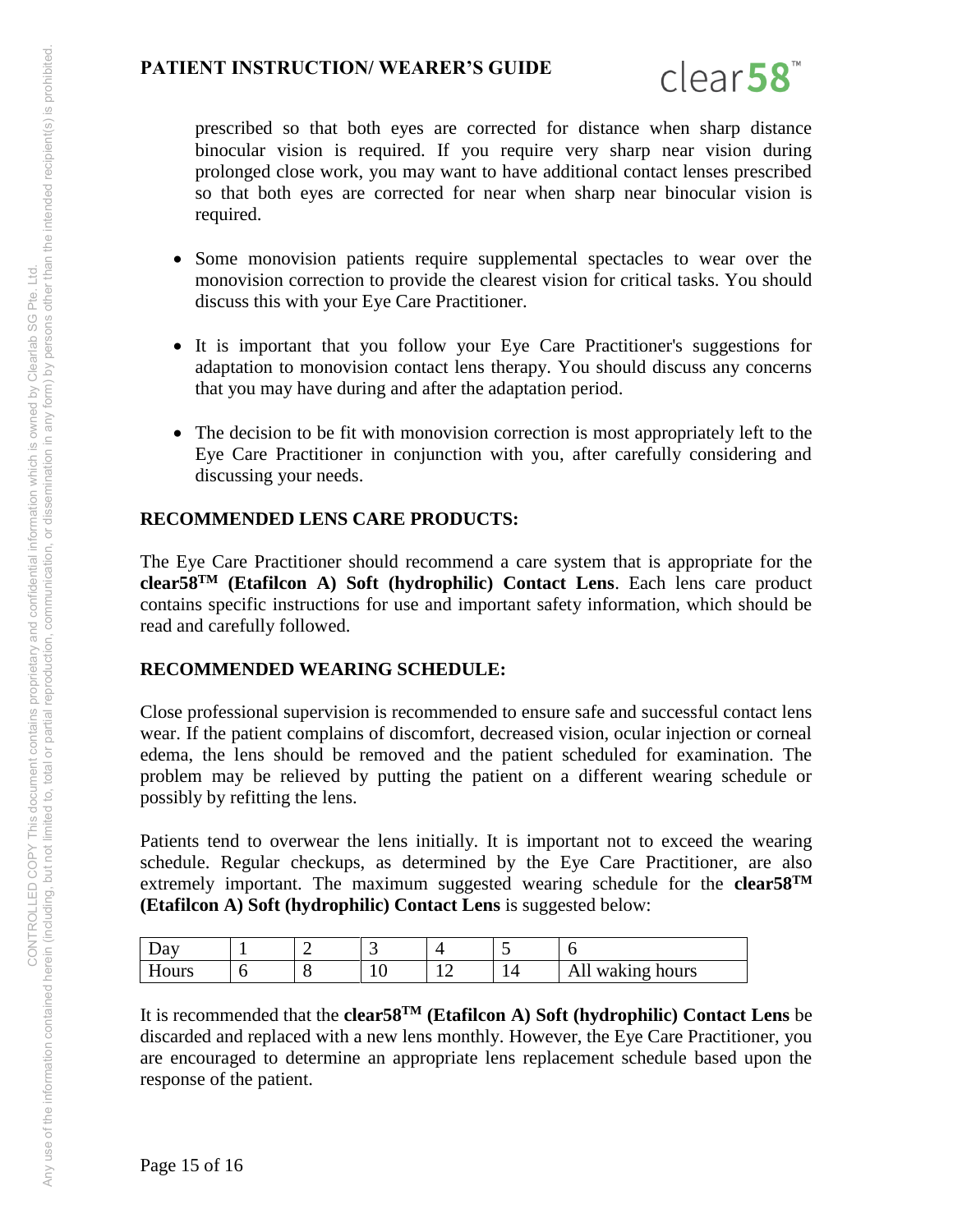prescribed so that both eyes are corrected for distance when sharp distance binocular vision is required. If you require very sharp near vision during prolonged close work, you may want to have additional contact lenses prescribed so that both eyes are corrected for near when sharp near binocular vision is required.

- Some monovision patients require supplemental spectacles to wear over the monovision correction to provide the clearest vision for critical tasks. You should discuss this with your Eye Care Practitioner.
- It is important that you follow your Eye Care Practitioner's suggestions for adaptation to monovision contact lens therapy. You should discuss any concerns that you may have during and after the adaptation period.
- The decision to be fit with monovision correction is most appropriately left to the Eye Care Practitioner in conjunction with you, after carefully considering and discussing your needs.

## RECOMMENDED LENS CARE PRODUCTS:

The Eye Care Practitioner should recommend a care system that is appropriate for the **clear58TM (Etafilcon A) Soft (hydrophilic) Contact Lens**. Each lens care product contains specific instructions for use and important safety information, which should be read and carefully followed.

## RECOMMENDED WEARING SCHEDULE:

Close professional supervision is recommended to ensure safe and successful contact lens wear. If the patient complains of discomfort, decreased vision, ocular injection or corneal edema, the lens should be removed and the patient scheduled for examination. The problem may be relieved by putting the patient on a different wearing schedule or possibly by refitting the lens.

Patients tend to overwear the lens initially. It is important not to exceed the wearing schedule. Regular checkups, as determined by the Eye Care Practitioner, are also extremely important. The maximum suggested wearing schedule for the **clear58TM (Etafilcon A) Soft (hydrophilic) Contact Lens** is suggested below:

| Day | 1 | 2 | 3 | 4 | 5 | 6 |
|---|---|---|---|---|---|---|
| Hours | 6 | 8 | 10 | 12 | 14 | All waking hours |

It is recommended that the **clear58TM (Etafilcon A) Soft (hydrophilic) Contact Lens** be discarded and replaced with a new lens monthly. However, the Eye Care Practitioner, you are encouraged to determine an appropriate lens replacement schedule based upon the response of the patient.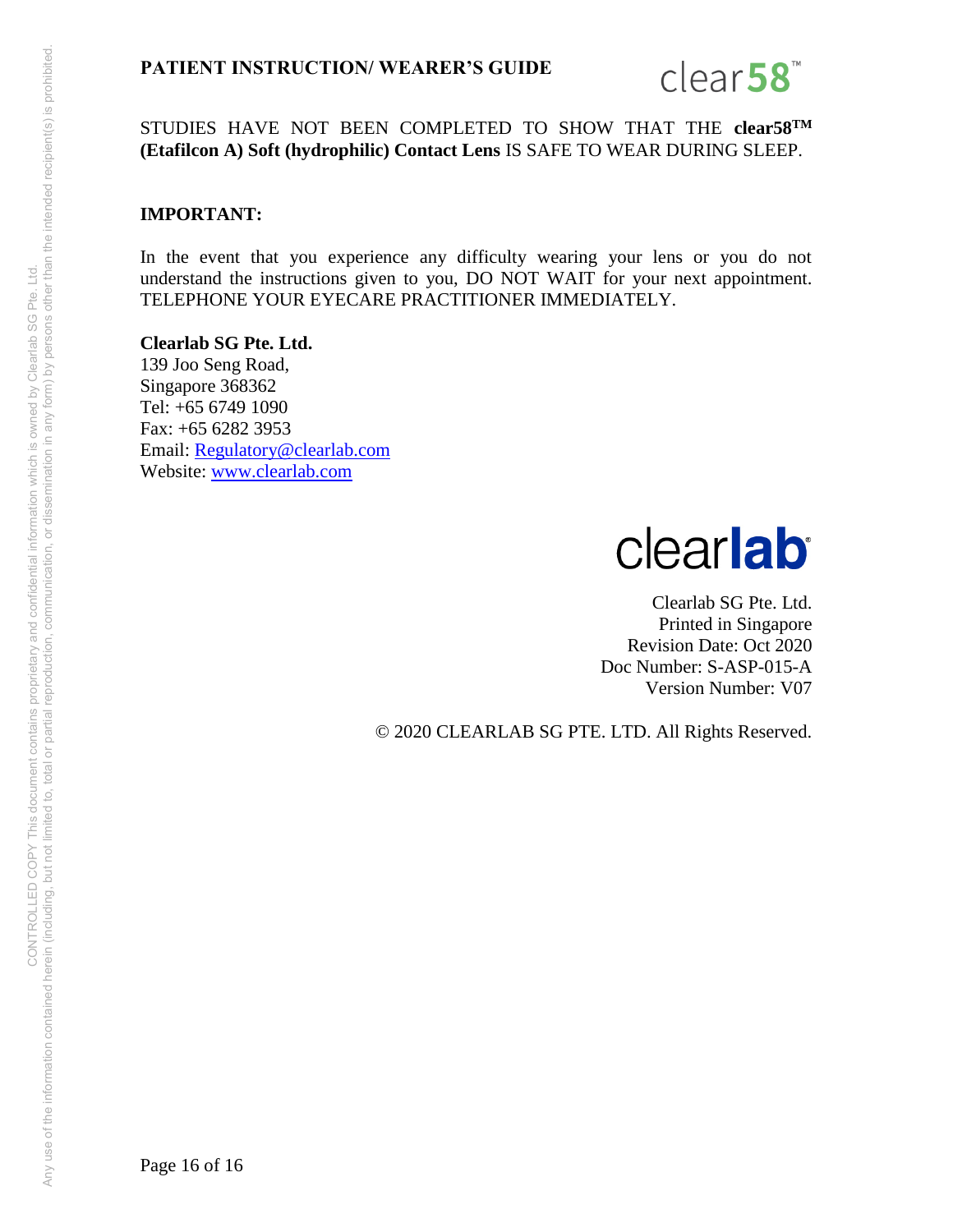STUDIES HAVE NOT BEEN COMPLETED TO SHOW THAT THE **clear58™ (Etafilcon A) Soft (hydrophilic) Contact Lens** IS SAFE TO WEAR DURING SLEEP.

**IMPORTANT:**

In the event that you experience any difficulty wearing your lens or you do not understand the instructions given to you, DO NOT WAIT for your next appointment. TELEPHONE YOUR EYECARE PRACTITIONER IMMEDIATELY.

**Clearlab SG Pte. Ltd.**
139 Joo Seng Road,
Singapore 368362
Tel: +65 6749 1090
Fax: +65 6282 3953
Email: Regulatory@clearlab.com
Website: www.clearlab.com

clearlab

Clearlab SG Pte. Ltd.
Printed in Singapore
Revision Date: Oct 2020
Doc Number: S-ASP-015-A
Version Number: V07

© 2020 CLEARLAB SG PTE. LTD. All Rights Reserved.